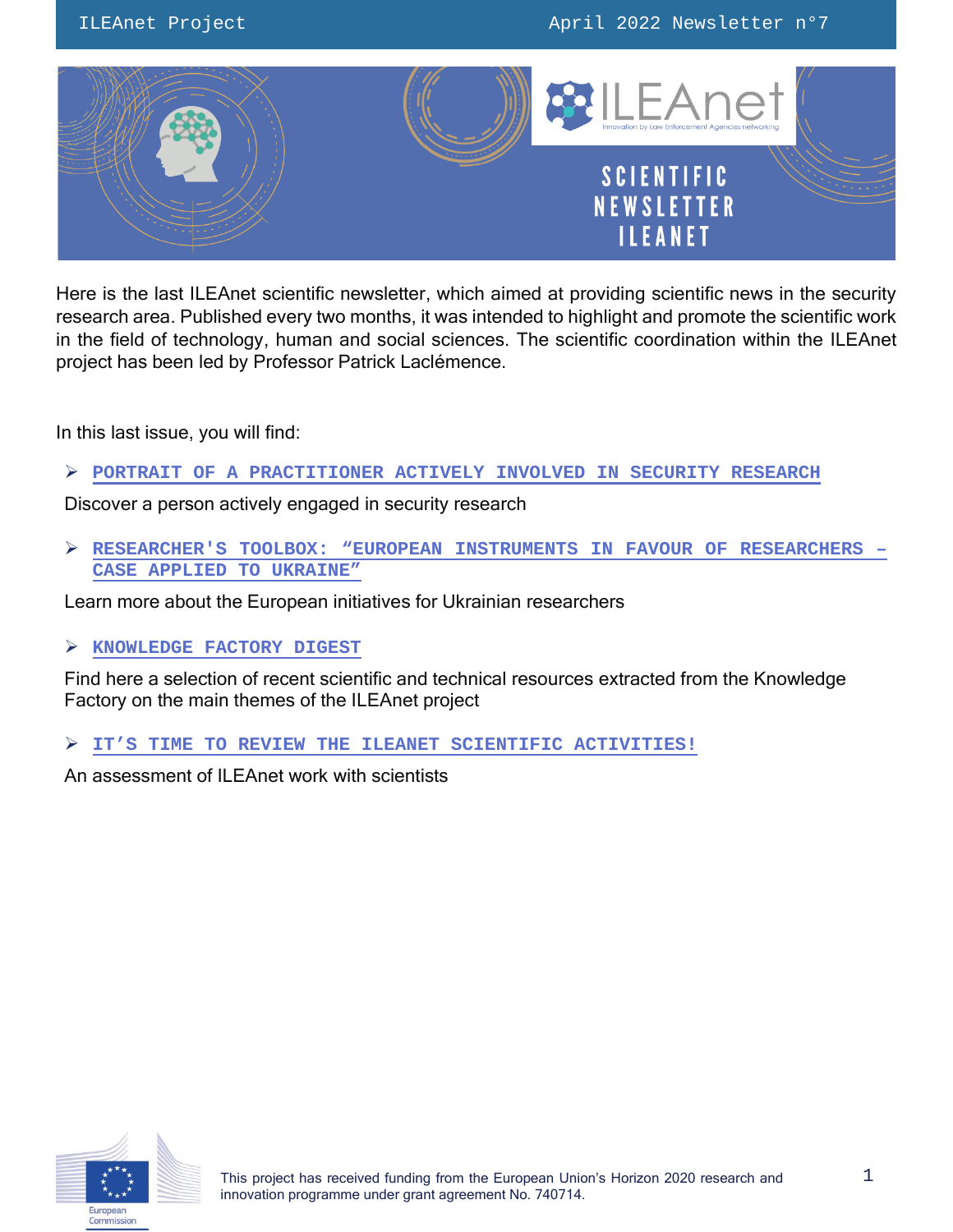# SCIENTIFIC NEWSLETTER ILEANET

Here is the last ILEAnet scientific newsletter, which aimed at providing scientific news in the security research area. Published every two months, it was intended to highlight and promote the scientific work in the field of technology, human and social sciences. The scientific coordination within the ILEAnet project has been led by Professor Patrick Laclémence.

In this last issue, you will find:

- **PORTRAIT OF A PRACTITIONER ACTIVELY INVOLVED IN SECURITY RESEARCH**

  Discover a person actively engaged in security research

- **RESEARCHER'S TOOLBOX: "EUROPEAN INSTRUMENTS IN FAVOUR OF RESEARCHERS – CASE APPLIED TO UKRAINE"**

  Learn more about the European initiatives for Ukrainian researchers

- **KNOWLEDGE FACTORY DIGEST**

  Find here a selection of recent scientific and technical resources extracted from the Knowledge Factory on the main themes of the ILEAnet project

- **IT'S TIME TO REVIEW THE ILEANET SCIENTIFIC ACTIVITIES!**

  An assessment of ILEAnet work with scientists

This project has received funding from the European Union's Horizon 2020 research and innovation programme under grant agreement No. 740714.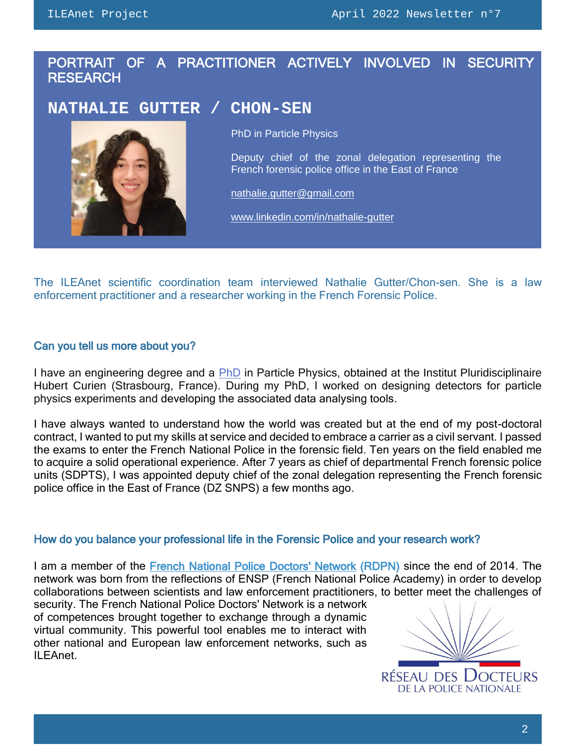## PORTRAIT OF A PRACTITIONER ACTIVELY INVOLVED IN SECURITY RESEARCH

# NATHALIE GUTTER / CHON-SEN

PhD in Particle Physics

Deputy chief of the zonal delegation representing the French forensic police office in the East of France

nathalie.gutter@gmail.com

www.linkedin.com/in/nathalie-gutter

The ILEAnet scientific coordination team interviewed Nathalie Gutter/Chon-sen. She is a law enforcement practitioner and a researcher working in the French Forensic Police.

### Can you tell us more about you?

I have an engineering degree and a PhD in Particle Physics, obtained at the Institut Pluridisciplinaire Hubert Curien (Strasbourg, France). During my PhD, I worked on designing detectors for particle physics experiments and developing the associated data analysing tools.

I have always wanted to understand how the world was created but at the end of my post-doctoral contract, I wanted to put my skills at service and decided to embrace a carrier as a civil servant. I passed the exams to enter the French National Police in the forensic field. Ten years on the field enabled me to acquire a solid operational experience. After 7 years as chief of departmental French forensic police units (SDPTS), I was appointed deputy chief of the zonal delegation representing the French forensic police office in the East of France (DZ SNPS) a few months ago.

### How do you balance your professional life in the Forensic Police and your research work?

I am a member of the French National Police Doctors' Network (RDPN) since the end of 2014. The network was born from the reflections of ENSP (French National Police Academy) in order to develop collaborations between scientists and law enforcement practitioners, to better meet the challenges of security. The French National Police Doctors' Network is a network of competences brought together to exchange through a dynamic virtual community. This powerful tool enables me to interact with other national and European law enforcement networks, such as ILEAnet.

RÉSEAU DES DOCTEURS DE LA POLICE NATIONALE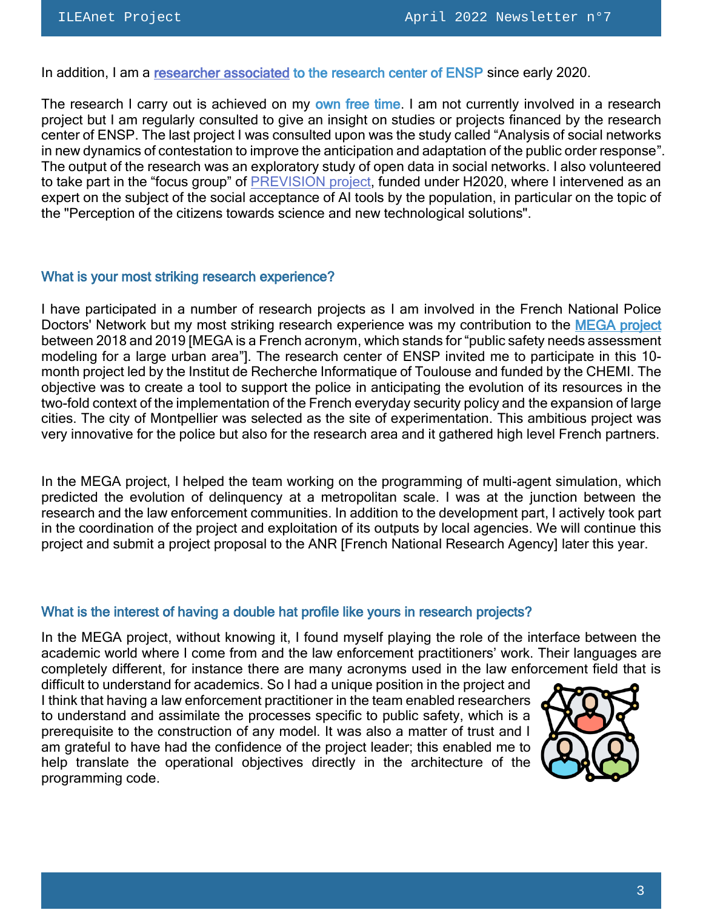In addition, I am a researcher associated to the research center of ENSP since early 2020.

The research I carry out is achieved on my own free time. I am not currently involved in a research project but I am regularly consulted to give an insight on studies or projects financed by the research center of ENSP. The last project I was consulted upon was the study called "Analysis of social networks in new dynamics of contestation to improve the anticipation and adaptation of the public order response". The output of the research was an exploratory study of open data in social networks. I also volunteered to take part in the "focus group" of PREVISION project, funded under H2020, where I intervened as an expert on the subject of the social acceptance of AI tools by the population, in particular on the topic of the "Perception of the citizens towards science and new technological solutions".

### What is your most striking research experience?

I have participated in a number of research projects as I am involved in the French National Police Doctors' Network but my most striking research experience was my contribution to the MEGA project between 2018 and 2019 [MEGA is a French acronym, which stands for "public safety needs assessment modeling for a large urban area"]. The research center of ENSP invited me to participate in this 10-month project led by the Institut de Recherche Informatique of Toulouse and funded by the CHEMI. The objective was to create a tool to support the police in anticipating the evolution of its resources in the two-fold context of the implementation of the French everyday security policy and the expansion of large cities. The city of Montpellier was selected as the site of experimentation. This ambitious project was very innovative for the police but also for the research area and it gathered high level French partners.

In the MEGA project, I helped the team working on the programming of multi-agent simulation, which predicted the evolution of delinquency at a metropolitan scale. I was at the junction between the research and the law enforcement communities. In addition to the development part, I actively took part in the coordination of the project and exploitation of its outputs by local agencies. We will continue this project and submit a project proposal to the ANR [French National Research Agency] later this year.

### What is the interest of having a double hat profile like yours in research projects?

In the MEGA project, without knowing it, I found myself playing the role of the interface between the academic world where I come from and the law enforcement practitioners' work. Their languages are completely different, for instance there are many acronyms used in the law enforcement field that is difficult to understand for academics. So I had a unique position in the project and I think that having a law enforcement practitioner in the team enabled researchers to understand and assimilate the processes specific to public safety, which is a prerequisite to the construction of any model. It was also a matter of trust and I am grateful to have had the confidence of the project leader; this enabled me to help translate the operational objectives directly in the architecture of the programming code.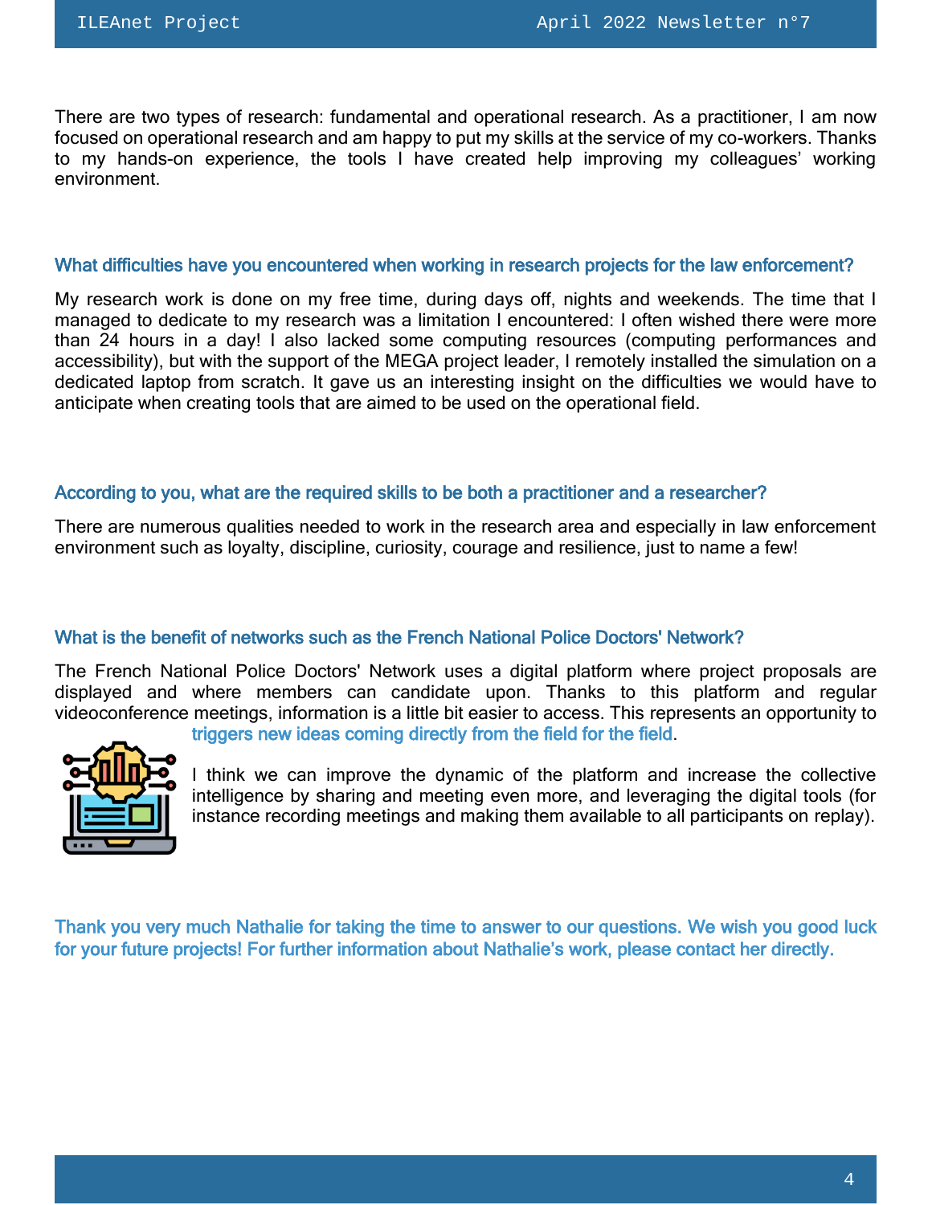There are two types of research: fundamental and operational research. As a practitioner, I am now focused on operational research and am happy to put my skills at the service of my co-workers. Thanks to my hands-on experience, the tools I have created help improving my colleagues' working environment.

### What difficulties have you encountered when working in research projects for the law enforcement?

My research work is done on my free time, during days off, nights and weekends. The time that I managed to dedicate to my research was a limitation I encountered: I often wished there were more than 24 hours in a day! I also lacked some computing resources (computing performances and accessibility), but with the support of the MEGA project leader, I remotely installed the simulation on a dedicated laptop from scratch. It gave us an interesting insight on the difficulties we would have to anticipate when creating tools that are aimed to be used on the operational field.

### According to you, what are the required skills to be both a practitioner and a researcher?

There are numerous qualities needed to work in the research area and especially in law enforcement environment such as loyalty, discipline, curiosity, courage and resilience, just to name a few!

### What is the benefit of networks such as the French National Police Doctors' Network?

The French National Police Doctors' Network uses a digital platform where project proposals are displayed and where members can candidate upon. Thanks to this platform and regular videoconference meetings, information is a little bit easier to access. This represents an opportunity to triggers new ideas coming directly from the field for the field.

I think we can improve the dynamic of the platform and increase the collective intelligence by sharing and meeting even more, and leveraging the digital tools (for instance recording meetings and making them available to all participants on replay).

**Thank you very much Nathalie for taking the time to answer to our questions. We wish you good luck for your future projects! For further information about Nathalie's work, please contact her directly.**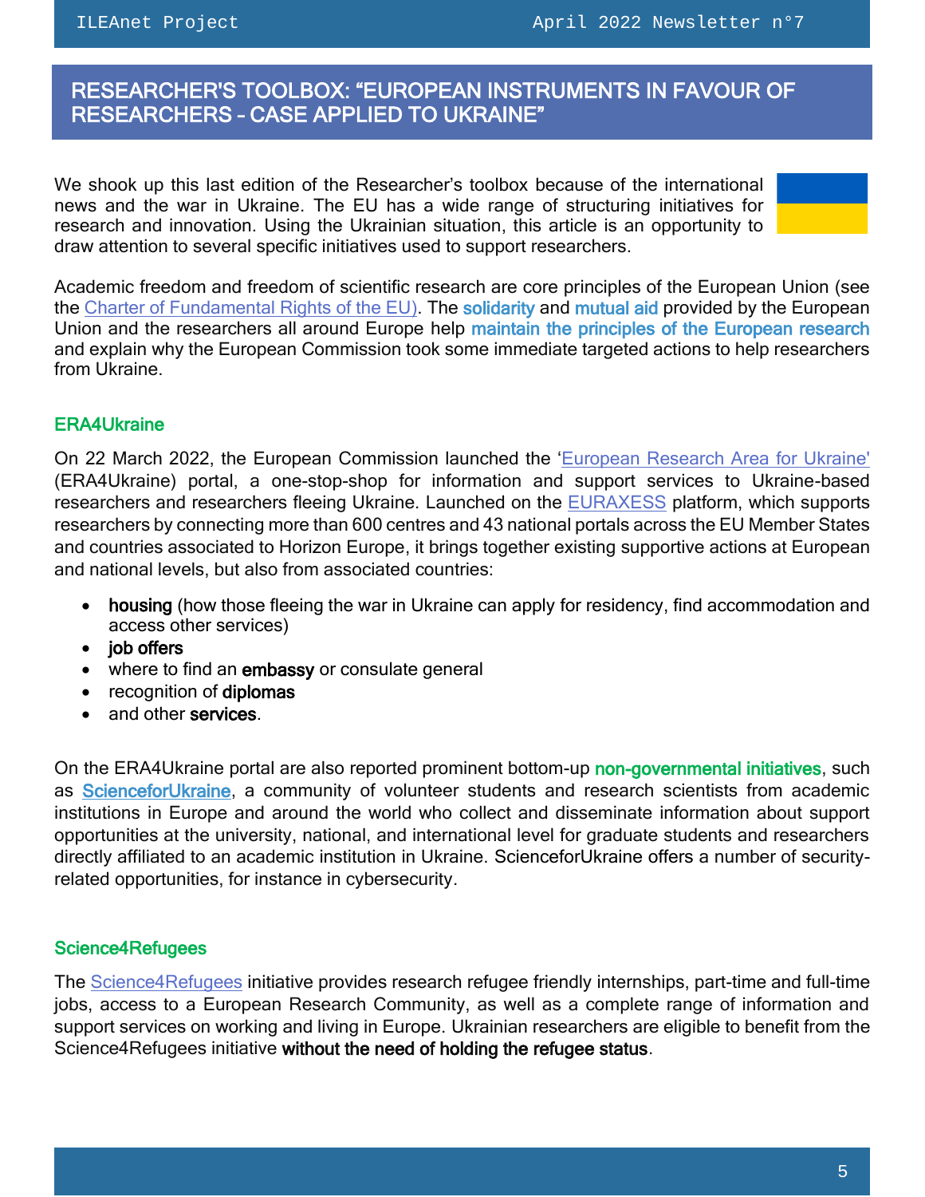# RESEARCHER'S TOOLBOX: "EUROPEAN INSTRUMENTS IN FAVOUR OF RESEARCHERS – CASE APPLIED TO UKRAINE"

We shook up this last edition of the Researcher's toolbox because of the international news and the war in Ukraine. The EU has a wide range of structuring initiatives for research and innovation. Using the Ukrainian situation, this article is an opportunity to draw attention to several specific initiatives used to support researchers.

Academic freedom and freedom of scientific research are core principles of the European Union (see the Charter of Fundamental Rights of the EU). The **solidarity** and **mutual aid** provided by the European Union and the researchers all around Europe help **maintain the principles of the European research** and explain why the European Commission took some immediate targeted actions to help researchers from Ukraine.

## ERA4Ukraine

On 22 March 2022, the European Commission launched the 'European Research Area for Ukraine' (ERA4Ukraine) portal, a one-stop-shop for information and support services to Ukraine-based researchers and researchers fleeing Ukraine. Launched on the EURAXESS platform, which supports researchers by connecting more than 600 centres and 43 national portals across the EU Member States and countries associated to Horizon Europe, it brings together existing supportive actions at European and national levels, but also from associated countries:

- **housing** (how those fleeing the war in Ukraine can apply for residency, find accommodation and access other services)
- **job offers**
- where to find an **embassy** or consulate general
- recognition of **diplomas**
- and other **services**.

On the ERA4Ukraine portal are also reported prominent bottom-up **non-governmental initiatives**, such as **ScienceforUkraine**, a community of volunteer students and research scientists from academic institutions in Europe and around the world who collect and disseminate information about support opportunities at the university, national, and international level for graduate students and researchers directly affiliated to an academic institution in Ukraine. ScienceforUkraine offers a number of security-related opportunities, for instance in cybersecurity.

## Science4Refugees

The Science4Refugees initiative provides research refugee friendly internships, part-time and full-time jobs, access to a European Research Community, as well as a complete range of information and support services on working and living in Europe. Ukrainian researchers are eligible to benefit from the Science4Refugees initiative **without the need of holding the refugee status**.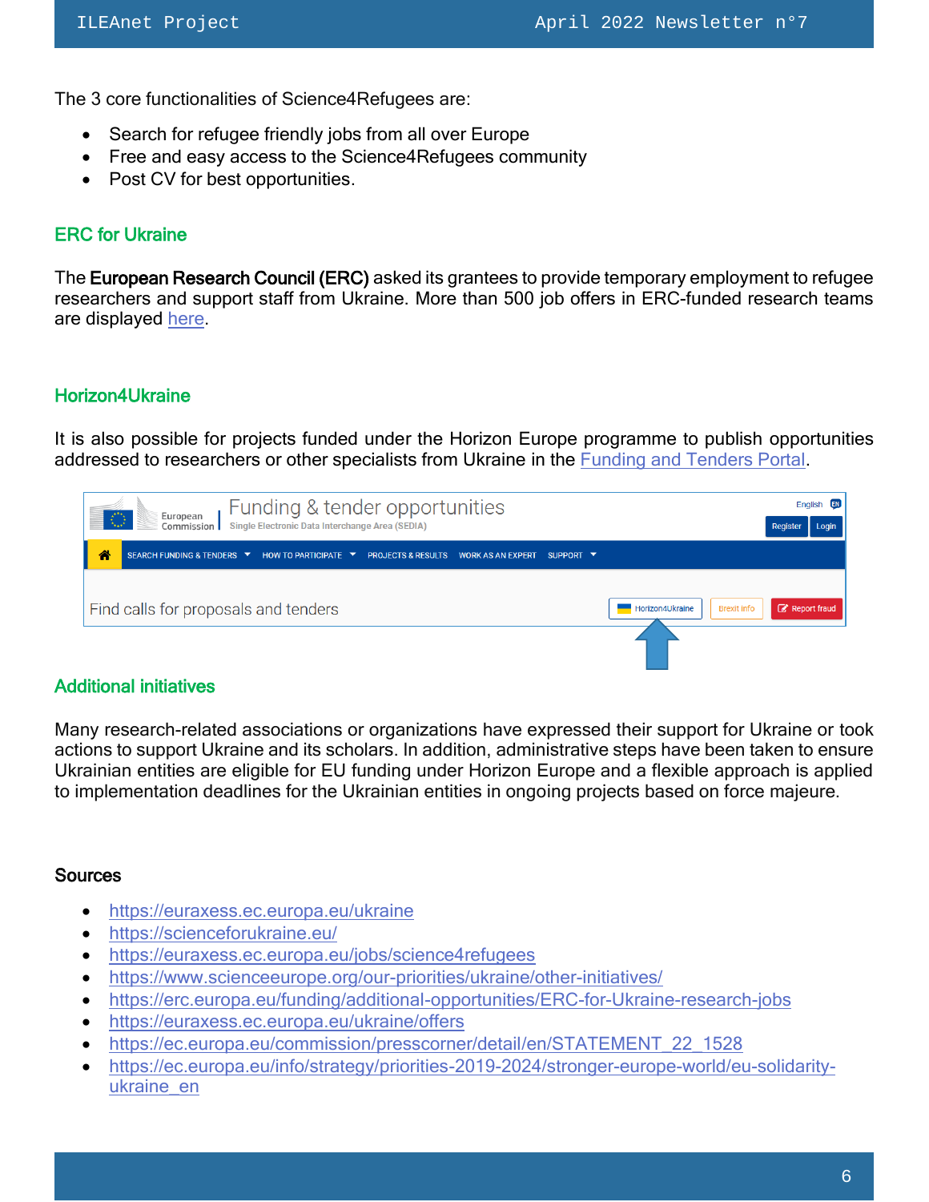The 3 core functionalities of Science4Refugees are:

- Search for refugee friendly jobs from all over Europe
- Free and easy access to the Science4Refugees community
- Post CV for best opportunities.

## ERC for Ukraine

The **European Research Council (ERC)** asked its grantees to provide temporary employment to refugee researchers and support staff from Ukraine. More than 500 job offers in ERC-funded research teams are displayed here.

## Horizon4Ukraine

It is also possible for projects funded under the Horizon Europe programme to publish opportunities addressed to researchers or other specialists from Ukraine in the Funding and Tenders Portal.

## Additional initiatives

Many research-related associations or organizations have expressed their support for Ukraine or took actions to support Ukraine and its scholars. In addition, administrative steps have been taken to ensure Ukrainian entities are eligible for EU funding under Horizon Europe and a flexible approach is applied to implementation deadlines for the Ukrainian entities in ongoing projects based on force majeure.

### Sources

- https://euraxess.ec.europa.eu/ukraine
- https://scienceforukraine.eu/
- https://euraxess.ec.europa.eu/jobs/science4refugees
- https://www.scienceeurope.org/our-priorities/ukraine/other-initiatives/
- https://erc.europa.eu/funding/additional-opportunities/ERC-for-Ukraine-research-jobs
- https://euraxess.ec.europa.eu/ukraine/offers
- https://ec.europa.eu/commission/presscorner/detail/en/STATEMENT_22_1528
- https://ec.europa.eu/info/strategy/priorities-2019-2024/stronger-europe-world/eu-solidarity-ukraine_en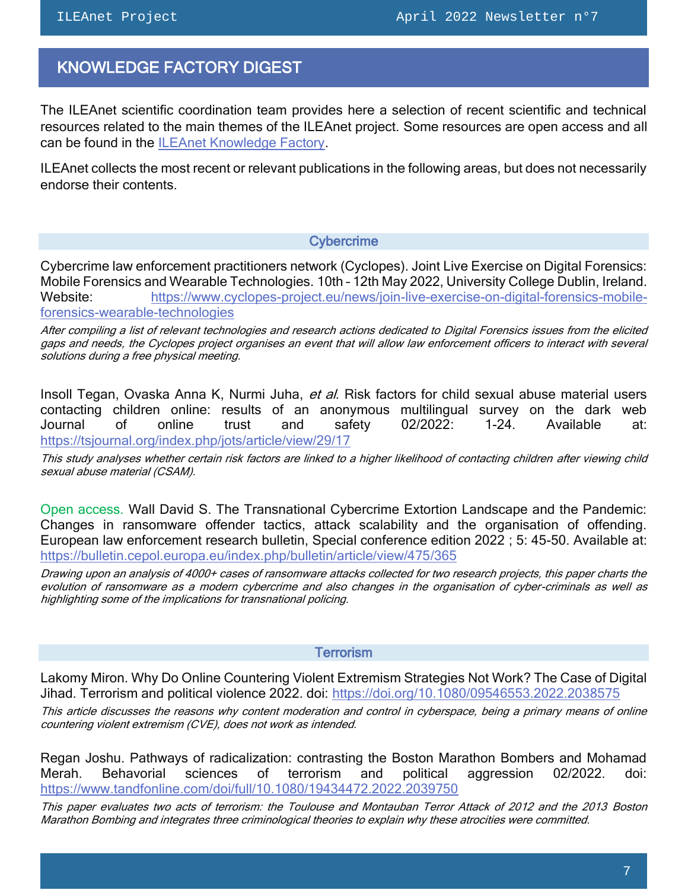## KNOWLEDGE FACTORY DIGEST

The ILEAnet scientific coordination team provides here a selection of recent scientific and technical resources related to the main themes of the ILEAnet project. Some resources are open access and all can be found in the [ILEAnet Knowledge Factory](#).

ILEAnet collects the most recent or relevant publications in the following areas, but does not necessarily endorse their contents.

### Cybercrime

Cybercrime law enforcement practitioners network (Cyclopes). Joint Live Exercise on Digital Forensics: Mobile Forensics and Wearable Technologies. 10th – 12th May 2022, University College Dublin, Ireland. Website: https://www.cyclopes-project.eu/news/join-live-exercise-on-digital-forensics-mobile-forensics-wearable-technologies

*After compiling a list of relevant technologies and research actions dedicated to Digital Forensics issues from the elicited gaps and needs, the Cyclopes project organises an event that will allow law enforcement officers to interact with several solutions during a free physical meeting.*

Insoll Tegan, Ovaska Anna K, Nurmi Juha, *et al*. Risk factors for child sexual abuse material users contacting children online: results of an anonymous multilingual survey on the dark web Journal of online trust and safety 02/2022: 1-24. Available at: https://tsjournal.org/index.php/jots/article/view/29/17

*This study analyses whether certain risk factors are linked to a higher likelihood of contacting children after viewing child sexual abuse material (CSAM).*

Open access. Wall David S. The Transnational Cybercrime Extortion Landscape and the Pandemic: Changes in ransomware offender tactics, attack scalability and the organisation of offending. European law enforcement research bulletin, Special conference edition 2022 ; 5: 45-50. Available at: https://bulletin.cepol.europa.eu/index.php/bulletin/article/view/475/365

*Drawing upon an analysis of 4000+ cases of ransomware attacks collected for two research projects, this paper charts the evolution of ransomware as a modern cybercrime and also changes in the organisation of cyber-criminals as well as highlighting some of the implications for transnational policing.*

### Terrorism

Lakomy Miron. Why Do Online Countering Violent Extremism Strategies Not Work? The Case of Digital Jihad. Terrorism and political violence 2022. doi: https://doi.org/10.1080/09546553.2022.2038575

*This article discusses the reasons why content moderation and control in cyberspace, being a primary means of online countering violent extremism (CVE), does not work as intended.*

Regan Joshu. Pathways of radicalization: contrasting the Boston Marathon Bombers and Mohamad Merah. Behavorial sciences of terrorism and political aggression 02/2022. doi: https://www.tandfonline.com/doi/full/10.1080/19434472.2022.2039750

*This paper evaluates two acts of terrorism: the Toulouse and Montauban Terror Attack of 2012 and the 2013 Boston Marathon Bombing and integrates three criminological theories to explain why these atrocities were committed.*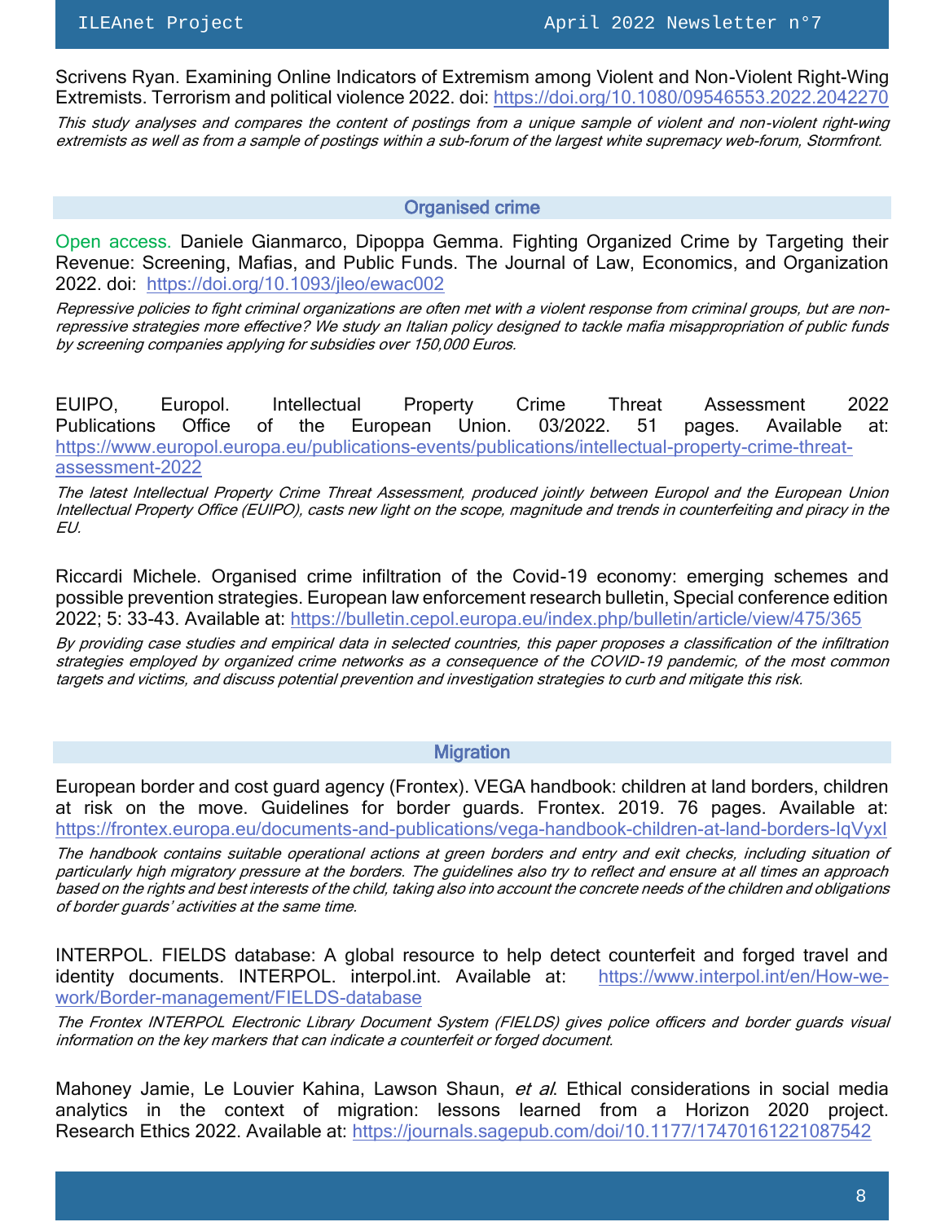Scrivens Ryan. Examining Online Indicators of Extremism among Violent and Non-Violent Right-Wing Extremists. Terrorism and political violence 2022. doi: https://doi.org/10.1080/09546553.2022.2042270

*This study analyses and compares the content of postings from a unique sample of violent and non-violent right-wing extremists as well as from a sample of postings within a sub-forum of the largest white supremacy web-forum, Stormfront.*

## Organised crime

Open access. Daniele Gianmarco, Dipoppa Gemma. Fighting Organized Crime by Targeting their Revenue: Screening, Mafias, and Public Funds. The Journal of Law, Economics, and Organization 2022. doi: https://doi.org/10.1093/jleo/ewac002

*Repressive policies to fight criminal organizations are often met with a violent response from criminal groups, but are non-repressive strategies more effective? We study an Italian policy designed to tackle mafia misappropriation of public funds by screening companies applying for subsidies over 150,000 Euros.*

EUIPO, Europol. Intellectual Property Crime Threat Assessment 2022 Publications Office of the European Union. 03/2022. 51 pages. Available at: https://www.europol.europa.eu/publications-events/publications/intellectual-property-crime-threat-assessment-2022

*The latest Intellectual Property Crime Threat Assessment, produced jointly between Europol and the European Union Intellectual Property Office (EUIPO), casts new light on the scope, magnitude and trends in counterfeiting and piracy in the EU.*

Riccardi Michele. Organised crime infiltration of the Covid-19 economy: emerging schemes and possible prevention strategies. European law enforcement research bulletin, Special conference edition 2022; 5: 33-43. Available at: https://bulletin.cepol.europa.eu/index.php/bulletin/article/view/475/365

*By providing case studies and empirical data in selected countries, this paper proposes a classification of the infiltration strategies employed by organized crime networks as a consequence of the COVID-19 pandemic, of the most common targets and victims, and discuss potential prevention and investigation strategies to curb and mitigate this risk.*

## Migration

European border and cost guard agency (Frontex). VEGA handbook: children at land borders, children at risk on the move. Guidelines for border guards. Frontex. 2019. 76 pages. Available at: https://frontex.europa.eu/documents-and-publications/vega-handbook-children-at-land-borders-lqVyxl

*The handbook contains suitable operational actions at green borders and entry and exit checks, including situation of particularly high migratory pressure at the borders. The guidelines also try to reflect and ensure at all times an approach based on the rights and best interests of the child, taking also into account the concrete needs of the children and obligations of border guards' activities at the same time.*

INTERPOL. FIELDS database: A global resource to help detect counterfeit and forged travel and identity documents. INTERPOL. interpol.int. Available at: https://www.interpol.int/en/How-we-work/Border-management/FIELDS-database

*The Frontex INTERPOL Electronic Library Document System (FIELDS) gives police officers and border guards visual information on the key markers that can indicate a counterfeit or forged document.*

Mahoney Jamie, Le Louvier Kahina, Lawson Shaun, *et al*. Ethical considerations in social media analytics in the context of migration: lessons learned from a Horizon 2020 project. Research Ethics 2022. Available at: https://journals.sagepub.com/doi/10.1177/17470161221087542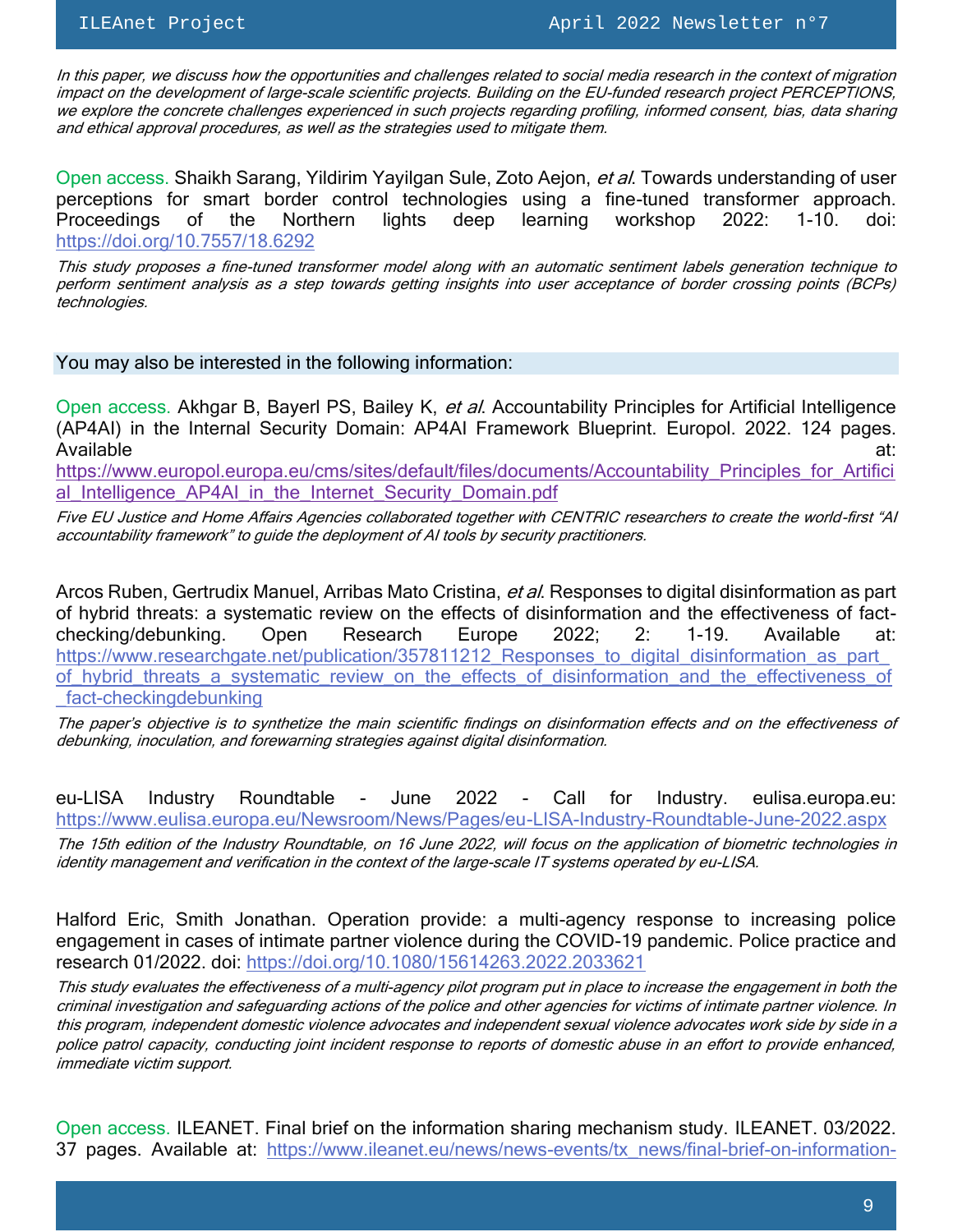*In this paper, we discuss how the opportunities and challenges related to social media research in the context of migration impact on the development of large-scale scientific projects. Building on the EU-funded research project PERCEPTIONS, we explore the concrete challenges experienced in such projects regarding profiling, informed consent, bias, data sharing and ethical approval procedures, as well as the strategies used to mitigate them.*

Open access. Shaikh Sarang, Yildirim Yayilgan Sule, Zoto Aejon, *et al*. Towards understanding of user perceptions for smart border control technologies using a fine-tuned transformer approach. Proceedings of the Northern lights deep learning workshop 2022: 1-10. doi: https://doi.org/10.7557/18.6292

*This study proposes a fine-tuned transformer model along with an automatic sentiment labels generation technique to perform sentiment analysis as a step towards getting insights into user acceptance of border crossing points (BCPs) technologies.*

## You may also be interested in the following information:

Open access. Akhgar B, Bayerl PS, Bailey K, *et al*. Accountability Principles for Artificial Intelligence (AP4AI) in the Internal Security Domain: AP4AI Framework Blueprint. Europol. 2022. 124 pages. Available at: https://www.europol.europa.eu/cms/sites/default/files/documents/Accountability_Principles_for_Artificial_Intelligence_AP4AI_in_the_Internet_Security_Domain.pdf

*Five EU Justice and Home Affairs Agencies collaborated together with CENTRIC researchers to create the world-first "AI accountability framework" to guide the deployment of AI tools by security practitioners.*

Arcos Ruben, Gertrudix Manuel, Arribas Mato Cristina, *et al*. Responses to digital disinformation as part of hybrid threats: a systematic review on the effects of disinformation and the effectiveness of fact-checking/debunking. Open Research Europe 2022; 2: 1-19. Available at: https://www.researchgate.net/publication/357811212_Responses_to_digital_disinformation_as_part_of_hybrid_threats_a_systematic_review_on_the_effects_of_disinformation_and_the_effectiveness_of_fact-checkingdebunking

*The paper's objective is to synthetize the main scientific findings on disinformation effects and on the effectiveness of debunking, inoculation, and forewarning strategies against digital disinformation.*

eu-LISA Industry Roundtable - June 2022 - Call for Industry. eulisa.europa.eu: https://www.eulisa.europa.eu/Newsroom/News/Pages/eu-LISA-Industry-Roundtable-June-2022.aspx

*The 15th edition of the Industry Roundtable, on 16 June 2022, will focus on the application of biometric technologies in identity management and verification in the context of the large-scale IT systems operated by eu-LISA.*

Halford Eric, Smith Jonathan. Operation provide: a multi-agency response to increasing police engagement in cases of intimate partner violence during the COVID-19 pandemic. Police practice and research 01/2022. doi: https://doi.org/10.1080/15614263.2022.2033621

*This study evaluates the effectiveness of a multi-agency pilot program put in place to increase the engagement in both the criminal investigation and safeguarding actions of the police and other agencies for victims of intimate partner violence. In this program, independent domestic violence advocates and independent sexual violence advocates work side by side in a police patrol capacity, conducting joint incident response to reports of domestic abuse in an effort to provide enhanced, immediate victim support.*

Open access. ILEANET. Final brief on the information sharing mechanism study. ILEANET. 03/2022. 37 pages. Available at: https://www.ileanet.eu/news/news-events/tx_news/final-brief-on-information-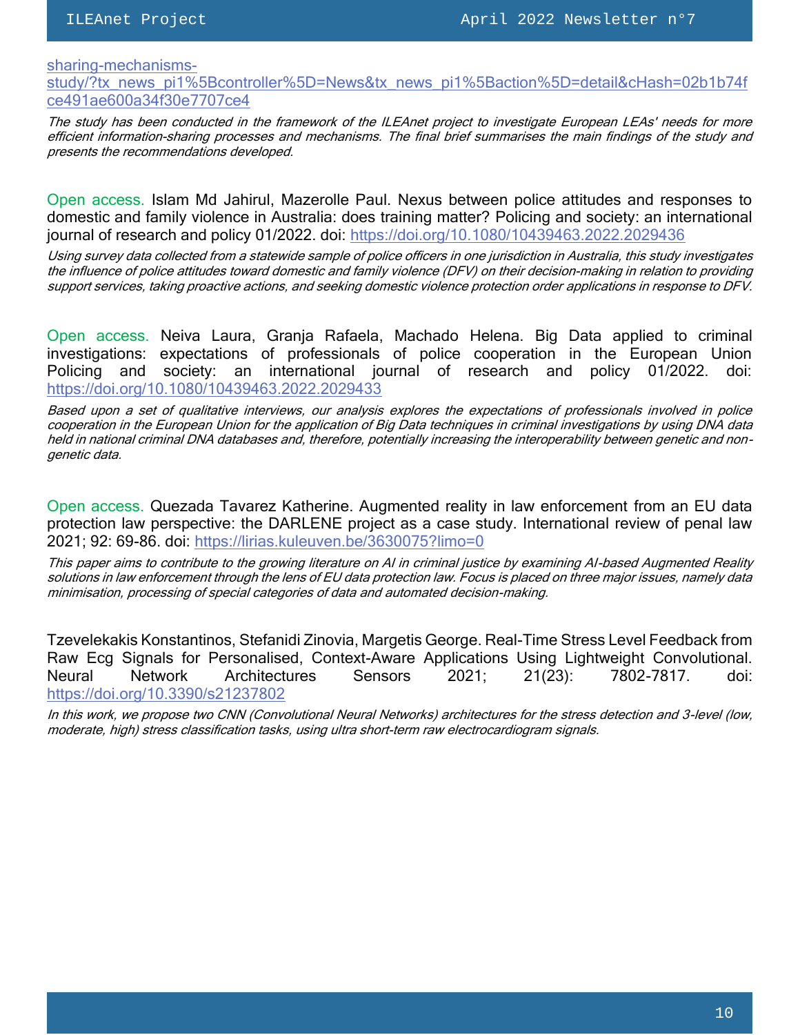[sharing-mechanisms-study/?tx_news_pi1%5Bcontroller%5D=News&tx_news_pi1%5Baction%5D=detail&cHash=02b1b74fce491ae600a34f30e7707ce4](sharing-mechanisms-study/?tx_news_pi1%5Bcontroller%5D=News&tx_news_pi1%5Baction%5D=detail&cHash=02b1b74fce491ae600a34f30e7707ce4)

*The study has been conducted in the framework of the ILEAnet project to investigate European LEAs' needs for more efficient information-sharing processes and mechanisms. The final brief summarises the main findings of the study and presents the recommendations developed.*

Open access. Islam Md Jahirul, Mazerolle Paul. Nexus between police attitudes and responses to domestic and family violence in Australia: does training matter? Policing and society: an international journal of research and policy 01/2022. doi: [https://doi.org/10.1080/10439463.2022.2029436](https://doi.org/10.1080/10439463.2022.2029436)

*Using survey data collected from a statewide sample of police officers in one jurisdiction in Australia, this study investigates the influence of police attitudes toward domestic and family violence (DFV) on their decision-making in relation to providing support services, taking proactive actions, and seeking domestic violence protection order applications in response to DFV.*

Open access. Neiva Laura, Granja Rafaela, Machado Helena. Big Data applied to criminal investigations: expectations of professionals of police cooperation in the European Union Policing and society: an international journal of research and policy 01/2022. doi: [https://doi.org/10.1080/10439463.2022.2029433](https://doi.org/10.1080/10439463.2022.2029433)

*Based upon a set of qualitative interviews, our analysis explores the expectations of professionals involved in police cooperation in the European Union for the application of Big Data techniques in criminal investigations by using DNA data held in national criminal DNA databases and, therefore, potentially increasing the interoperability between genetic and non-genetic data.*

Open access. Quezada Tavarez Katherine. Augmented reality in law enforcement from an EU data protection law perspective: the DARLENE project as a case study. International review of penal law 2021; 92: 69-86. doi: [https://lirias.kuleuven.be/3630075?limo=0](https://lirias.kuleuven.be/3630075?limo=0)

*This paper aims to contribute to the growing literature on AI in criminal justice by examining AI-based Augmented Reality solutions in law enforcement through the lens of EU data protection law. Focus is placed on three major issues, namely data minimisation, processing of special categories of data and automated decision-making.*

Tzevelekakis Konstantinos, Stefanidi Zinovia, Margetis George. Real-Time Stress Level Feedback from Raw Ecg Signals for Personalised, Context-Aware Applications Using Lightweight Convolutional. Neural Network Architectures Sensors 2021; 21(23): 7802-7817. doi: [https://doi.org/10.3390/s21237802](https://doi.org/10.3390/s21237802)

*In this work, we propose two CNN (Convolutional Neural Networks) architectures for the stress detection and 3-level (low, moderate, high) stress classification tasks, using ultra short-term raw electrocardiogram signals.*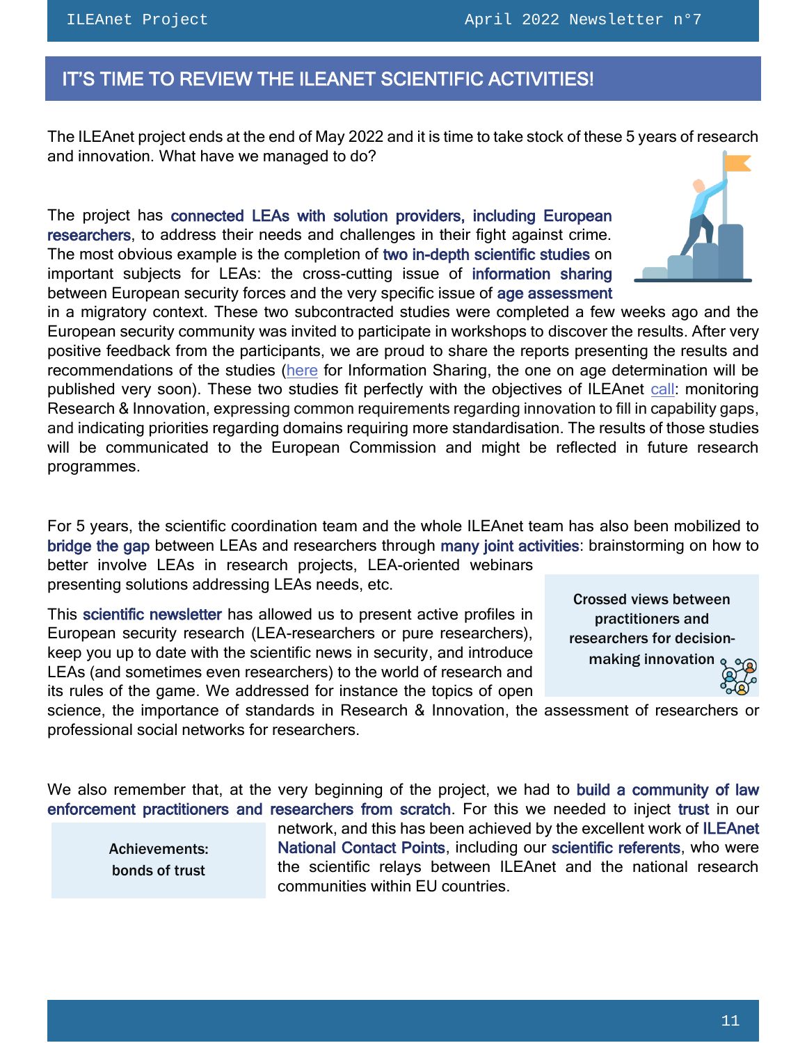## IT'S TIME TO REVIEW THE ILEANET SCIENTIFIC ACTIVITIES!

The ILEAnet project ends at the end of May 2022 and it is time to take stock of these 5 years of research and innovation. What have we managed to do?

The project has connected LEAs with solution providers, including European researchers, to address their needs and challenges in their fight against crime. The most obvious example is the completion of two in-depth scientific studies on important subjects for LEAs: the cross-cutting issue of information sharing between European security forces and the very specific issue of age assessment in a migratory context. These two subcontracted studies were completed a few weeks ago and the European security community was invited to participate in workshops to discover the results. After very positive feedback from the participants, we are proud to share the reports presenting the results and recommendations of the studies (here for Information Sharing, the one on age determination will be published very soon). These two studies fit perfectly with the objectives of ILEAnet call: monitoring Research & Innovation, expressing common requirements regarding innovation to fill in capability gaps, and indicating priorities regarding domains requiring more standardisation. The results of those studies will be communicated to the European Commission and might be reflected in future research programmes.

For 5 years, the scientific coordination team and the whole ILEAnet team has also been mobilized to bridge the gap between LEAs and researchers through many joint activities: brainstorming on how to better involve LEAs in research projects, LEA-oriented webinars presenting solutions addressing LEAs needs, etc.

**Crossed views between practitioners and researchers for decision-making innovation**

This scientific newsletter has allowed us to present active profiles in European security research (LEA-researchers or pure researchers), keep you up to date with the scientific news in security, and introduce LEAs (and sometimes even researchers) to the world of research and its rules of the game. We addressed for instance the topics of open science, the importance of standards in Research & Innovation, the assessment of researchers or professional social networks for researchers.

We also remember that, at the very beginning of the project, we had to build a community of law enforcement practitioners and researchers from scratch. For this we needed to inject trust in our network, and this has been achieved by the excellent work of ILEAnet National Contact Points, including our scientific referents, who were the scientific relays between ILEAnet and the national research communities within EU countries.

**Achievements: bonds of trust**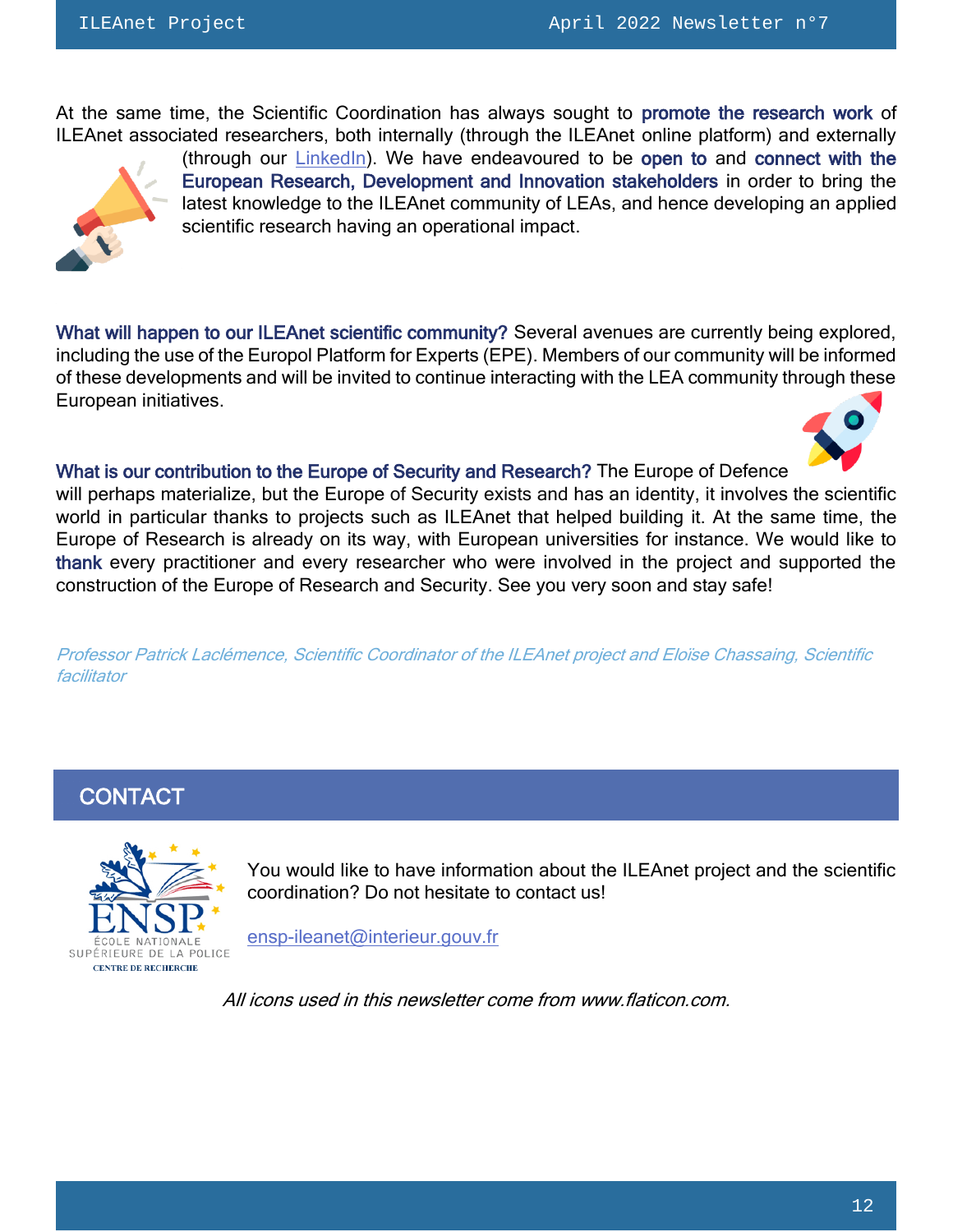At the same time, the Scientific Coordination has always sought to **promote the research work** of ILEAnet associated researchers, both internally (through the ILEAnet online platform) and externally (through our [LinkedIn]). We have endeavoured to be **open to** and **connect with the European Research, Development and Innovation stakeholders** in order to bring the latest knowledge to the ILEAnet community of LEAs, and hence developing an applied scientific research having an operational impact.

**What will happen to our ILEAnet scientific community?** Several avenues are currently being explored, including the use of the Europol Platform for Experts (EPE). Members of our community will be informed of these developments and will be invited to continue interacting with the LEA community through these European initiatives.

**What is our contribution to the Europe of Security and Research?** The Europe of Defence will perhaps materialize, but the Europe of Security exists and has an identity, it involves the scientific world in particular thanks to projects such as ILEAnet that helped building it. At the same time, the Europe of Research is already on its way, with European universities for instance. We would like to **thank** every practitioner and every researcher who were involved in the project and supported the construction of the Europe of Research and Security. See you very soon and stay safe!

*Professor Patrick Laclémence, Scientific Coordinator of the ILEAnet project and Eloïse Chassaing, Scientific facilitator*

## CONTACT

ENSP
ÉCOLE NATIONALE SUPÉRIEURE DE LA POLICE
CENTRE DE RECHERCHE

You would like to have information about the ILEAnet project and the scientific coordination? Do not hesitate to contact us!

ensp-ileanet@interieur.gouv.fr

*All icons used in this newsletter come from www.flaticon.com.*